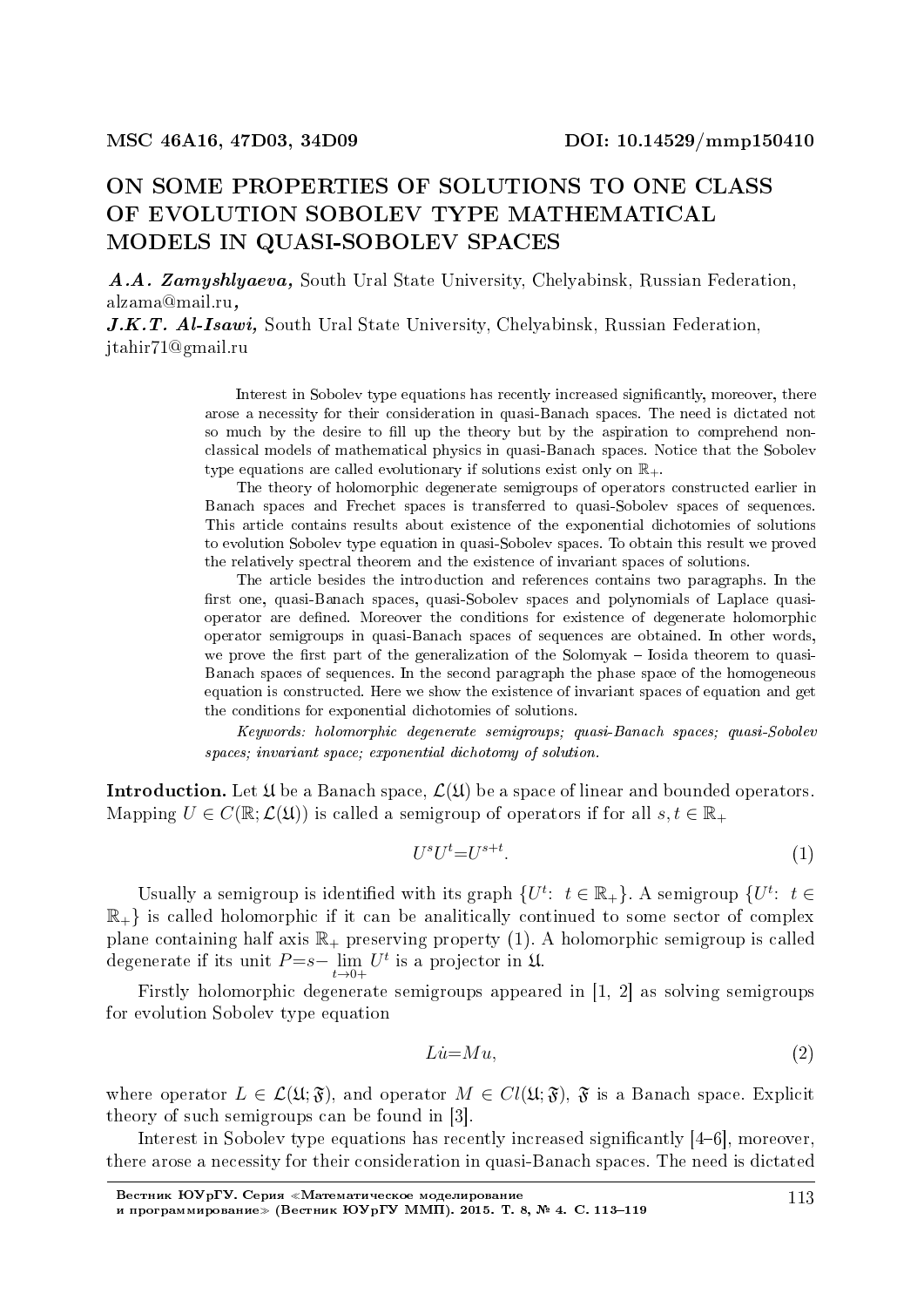MSC 46A16, 47D03, 34D09 DOI: 10.14529/mmp150410

# ON SOME PROPERTIES OF SOLUTIONS TO ONE CLASS OF EVOLUTION SOBOLEV TYPE MATHEMATICAL MODELS IN QUASI-SOBOLEV SPACES

***A.A. Zamyshlyaeva,*** South Ural State University, Chelyabinsk, Russian Federation, alzama@mail.ru**,**
***J.K.T. Al-Isawi,*** South Ural State University, Chelyabinsk, Russian Federation, jtahir71@gmail.ru

Interest in Sobolev type equations has recently increased significantly, moreover, there arose a necessity for their consideration in quasi-Banach spaces. The need is dictated not so much by the desire to fill up the theory but by the aspiration to comprehend nonclassical models of mathematical physics in quasi-Banach spaces. Notice that the Sobolev type equations are called evolutionary if solutions exist only on $\mathbb{R}_+$.

The theory of holomorphic degenerate semigroups of operators constructed earlier in Banach spaces and Frechet spaces is transferred to quasi-Sobolev spaces of sequences. This article contains results about existence of the exponential dichotomies of solutions to evolution Sobolev type equation in quasi-Sobolev spaces. To obtain this result we proved the relatively spectral theorem and the existence of invariant spaces of solutions.

The article besides the introduction and references contains two paragraphs. In the first one, quasi-Banach spaces, quasi-Sobolev spaces and polynomials of Laplace quasi-operator are defined. Moreover the conditions for existence of degenerate holomorphic operator semigroups in quasi-Banach spaces of sequences are obtained. In other words, we prove the first part of the generalization of the Solomyak – Iosida theorem to quasi-Banach spaces of sequences. In the second paragraph the phase space of the homogeneous equation is constructed. Here we show the existence of invariant spaces of equation and get the conditions for exponential dichotomies of solutions.

*Keywords: holomorphic degenerate semigroups; quasi-Banach spaces; quasi-Sobolev spaces; invariant space; exponential dichotomy of solution.*

**Introduction.** Let $\mathfrak{U}$ be a Banach space, $\mathcal{L}(\mathfrak{U})$ be a space of linear and bounded operators. Mapping $U \in C(\mathbb{R}; \mathcal{L}(\mathfrak{U}))$ is called a semigroup of operators if for all $s, t \in \mathbb{R}_+$

$$U^s U^t = U^{s+t}. \tag{1}$$

Usually a semigroup is identified with its graph $\{U^t\colon\ t \in \mathbb{R}_+\}$. A semigroup $\{U^t\colon\ t \in \mathbb{R}_+\}$ is called holomorphic if it can be analitically continued to some sector of complex plane containing half axis $\mathbb{R}_+$ preserving property (1). A holomorphic semigroup is called degenerate if its unit $P = s\text{-}\lim\limits_{t\to 0+} U^t$ is a projector in $\mathfrak{U}$.

Firstly holomorphic degenerate semigroups appeared in [1, 2] as solving semigroups for evolution Sobolev type equation

$$L\dot{u} = Mu, \tag{2}$$

where operator $L \in \mathcal{L}(\mathfrak{U}; \mathfrak{F})$, and operator $M \in Cl(\mathfrak{U}; \mathfrak{F})$, $\mathfrak{F}$ is a Banach space. Explicit theory of such semigroups can be found in [3].

Interest in Sobolev type equations has recently increased significantly [4–6], moreover, there arose a necessity for their consideration in quasi-Banach spaces. The need is dictated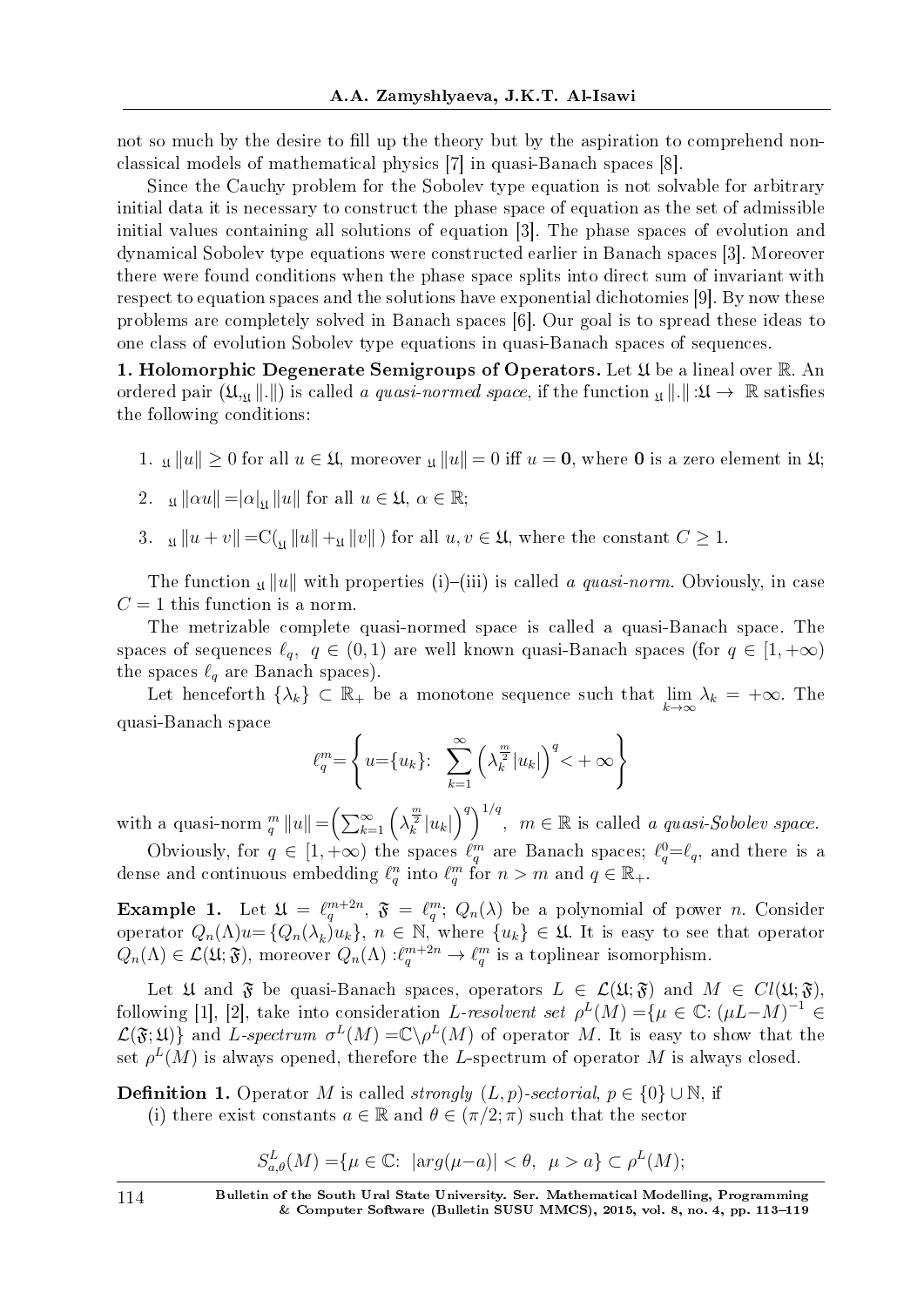not so much by the desire to fill up the theory but by the aspiration to comprehend nonclassical models of mathematical physics [7] in quasi-Banach spaces [8].

Since the Cauchy problem for the Sobolev type equation is not solvable for arbitrary initial data it is necessary to construct the phase space of equation as the set of admissible initial values containing all solutions of equation [3]. The phase spaces of evolution and dynamical Sobolev type equations were constructed earlier in Banach spaces [3]. Moreover there were found conditions when the phase space splits into direct sum of invariant with respect to equation spaces and the solutions have exponential dichotomies [9]. By now these problems are completely solved in Banach spaces [6]. Our goal is to spread these ideas to one class of evolution Sobolev type equations in quasi-Banach spaces of sequences.

**1. Holomorphic Degenerate Semigroups of Operators.** Let $\mathfrak{U}$ be a lineal over $\mathbb{R}$. An ordered pair $(\mathfrak{U}, {}_{\mathfrak{U}}\|.\|)$ is called *a quasi-normed space*, if the function ${}_{\mathfrak{U}}\|.\| : \mathfrak{U} \to \mathbb{R}$ satisfies the following conditions:

1. ${}_{\mathfrak{U}}\|u\| \geq 0$ for all $u \in \mathfrak{U}$, moreover ${}_{\mathfrak{U}}\|u\| = 0$ iff $u = \mathbf{0}$, where $\mathbf{0}$ is a zero element in $\mathfrak{U}$;
2. ${}_{\mathfrak{U}}\|\alpha u\| = |\alpha|_{\mathfrak{U}}\|u\|$ for all $u \in \mathfrak{U}$, $\alpha \in \mathbb{R}$;
3. ${}_{\mathfrak{U}}\|u + v\| = C({}_{\mathfrak{U}}\|u\| + {}_{\mathfrak{U}}\|v\|)$ for all $u, v \in \mathfrak{U}$, where the constant $C \geq 1$.

The function ${}_{\mathfrak{U}}\|u\|$ with properties (i)–(iii) is called *a quasi-norm*. Obviously, in case $C = 1$ this function is a norm.

The metrizable complete quasi-normed space is called a quasi-Banach space. The spaces of sequences $\ell_q$, $q \in (0, 1)$ are well known quasi-Banach spaces (for $q \in [1, +\infty)$ the spaces $\ell_q$ are Banach spaces).

Let henceforth $\{\lambda_k\} \subset \mathbb{R}_+$ be a monotone sequence such that $\lim\limits_{k\to\infty} \lambda_k = +\infty$. The quasi-Banach space

$$\ell_q^m = \left\{ u = \{u_k\} : \sum_{k=1}^{\infty} \left( \lambda_k^{\frac{m}{2}} |u_k| \right)^q < +\infty \right\}$$

with a quasi-norm ${}_q^m\|u\| = \left( \sum_{k=1}^{\infty} \left( \lambda_k^{\frac{m}{2}} |u_k| \right)^q \right)^{1/q}$, $m \in \mathbb{R}$ is called *a quasi-Sobolev space*.

Obviously, for $q \in [1, +\infty)$ the spaces $\ell_q^m$ are Banach spaces; $\ell_q^0 = \ell_q$, and there is a dense and continuous embedding $\ell_q^n$ into $\ell_q^m$ for $n > m$ and $q \in \mathbb{R}_+$.

**Example 1.** Let $\mathfrak{U} = \ell_q^{m+2n}$, $\mathfrak{F} = \ell_q^m$; $Q_n(\lambda)$ be a polynomial of power $n$. Consider operator $Q_n(\Lambda)u = \{Q_n(\lambda_k)u_k\}$, $n \in \mathbb{N}$, where $\{u_k\} \in \mathfrak{U}$. It is easy to see that operator $Q_n(\Lambda) \in \mathcal{L}(\mathfrak{U}; \mathfrak{F})$, moreover $Q_n(\Lambda) : \ell_q^{m+2n} \to \ell_q^m$ is a toplinear isomorphism.

Let $\mathfrak{U}$ and $\mathfrak{F}$ be quasi-Banach spaces, operators $L \in \mathcal{L}(\mathfrak{U}; \mathfrak{F})$ and $M \in Cl(\mathfrak{U}; \mathfrak{F})$, following [1], [2], take into consideration *L-resolvent set* $\rho^L(M) = \{\mu \in \mathbb{C}: (\mu L - M)^{-1} \in \mathcal{L}(\mathfrak{F}; \mathfrak{U})\}$ and *L-spectrum* $\sigma^L(M) = \mathbb{C} \setminus \rho^L(M)$ of operator $M$. It is easy to show that the set $\rho^L(M)$ is always opened, therefore the L-spectrum of operator $M$ is always closed.

**Definition 1.** Operator $M$ is called *strongly $(L, p)$-sectorial*, $p \in \{0\} \cup \mathbb{N}$, if

(i) there exist constants $a \in \mathbb{R}$ and $\theta \in (\pi/2; \pi)$ such that the sector

$$S_{a,\theta}^L(M) = \{\mu \in \mathbb{C}: \ |arg(\mu - a)| < \theta, \ \ \mu > a\} \subset \rho^L(M);$$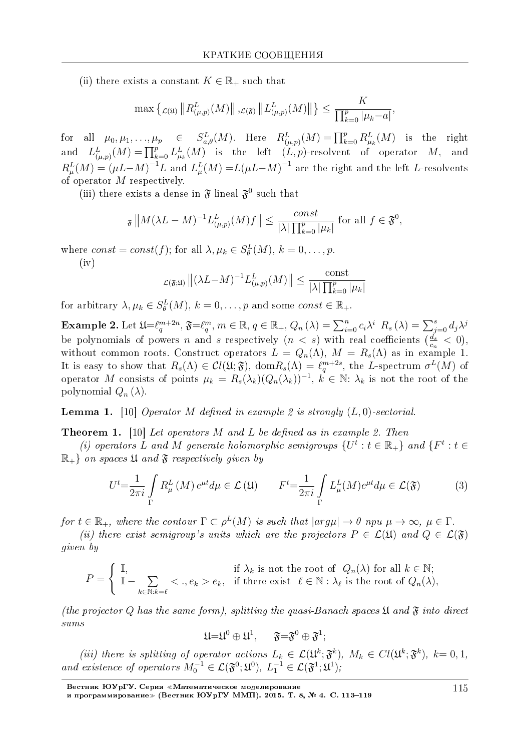(ii) there exists a constant $K \in \mathbb{R}_+$ such that

$$\max\left\{_{\mathcal{L}(\mathfrak{U})}\left\|R^L_{(\mu,p)}(M)\right\|,_{\mathcal{L}(\mathfrak{F})}\left\|L^L_{(\mu,p)}(M)\right\|\right\} \leq \frac{K}{\prod_{k=0}^{p}|\mu_k - a|},$$

for all $\mu_0, \mu_1, \ldots, \mu_p \in S^L_{a,\theta}(M)$. Here $R^L_{(\mu,p)}(M) = \prod_{k=0}^{p} R^L_{\mu_k}(M)$ is the right and $L^L_{(\mu,p)}(M) = \prod_{k=0}^{p} L^L_{\mu_k}(M)$ is the left $(L,p)$-resolvent of operator $M$, and $R^L_\mu(M) = (\mu L - M)^{-1}L$ and $L^L_\mu(M) = L(\mu L - M)^{-1}$ are the right and the left $L$-resolvents of operator $M$ respectively.

(iii) there exists a dense in $\mathfrak{F}$ lineal $\mathfrak{F}^0$ such that

$$_{\mathfrak{F}}\left\|M(\lambda L - M)^{-1}L^L_{(\mu,p)}(M)f\right\| \leq \frac{const}{|\lambda|\prod_{k=0}^{p}|\mu_k|} \text{ for all } f \in \mathfrak{F}^0,$$

where $const = const(f)$; for all $\lambda, \mu_k \in S^L_\theta(M)$, $k = 0, \ldots, p$.

(iv)

$$_{\mathcal{L}(\mathfrak{F};\mathfrak{U})}\left\|(\lambda L - M)^{-1}L^L_{(\mu,p)}(M)\right\| \leq \frac{\mathrm{const}}{|\lambda|\prod_{k=0}^{p}|\mu_k|}$$

for arbitrary $\lambda, \mu_k \in S^L_\theta(M)$, $k = 0, \ldots, p$ and some $const \in \mathbb{R}_+$.

**Example 2.** Let $\mathfrak{U} = \ell_q^{m+2n}$, $\mathfrak{F} = \ell_q^m$, $m \in \mathbb{R}$, $q \in \mathbb{R}_+$, $Q_n(\lambda) = \sum_{i=0}^{n} c_i \lambda^i$ $R_s(\lambda) = \sum_{j=0}^{s} d_j \lambda^j$ be polynomials of powers $n$ and $s$ respectively $(n < s)$ with real coefficients $(\frac{d_s}{c_n} < 0)$, without common roots. Construct operators $L = Q_n(\Lambda)$, $M = R_s(\Lambda)$ as in example 1. It is easy to show that $R_s(\Lambda) \in \mathcal{C}l(\mathfrak{U};\mathfrak{F})$, $\mathrm{dom} R_s(\Lambda) = \ell_q^{m+2s}$, the $L$-spectrum $\sigma^L(M)$ of operator $M$ consists of points $\mu_k = R_s(\lambda_k)(Q_n(\lambda_k))^{-1}$, $k \in \mathbb{N}$: $\lambda_k$ is not the root of the polynomial $Q_n(\lambda)$.

**Lemma 1.** [10] *Operator $M$ defined in example 2 is strongly $(L, 0)$-sectorial.*

**Theorem 1.** [10] *Let operators $M$ and $L$ be defined as in example 2. Then*

*(i) operators $L$ and $M$ generate holomorphic semigroups $\{U^t : t \in \mathbb{R}_+\}$ and $\{F^t : t \in \mathbb{R}_+\}$ on spaces $\mathfrak{U}$ and $\mathfrak{F}$ respectively given by*

$$U^t = \frac{1}{2\pi i}\int_\Gamma R^L_\mu(M)e^{\mu t}d\mu \in \mathcal{L}(\mathfrak{U}) \qquad F^t = \frac{1}{2\pi i}\int_\Gamma L^L_\mu(M)e^{\mu t}d\mu \in \mathcal{L}(\mathfrak{F}) \tag{3}$$

*for $t \in \mathbb{R}_+$, where the contour $\Gamma \subset \rho^L(M)$ is such that $|arg\mu| \to \theta$ при $\mu \to \infty$, $\mu \in \Gamma$.*

*(ii) there exist semigroup's units which are the projectors $P \in \mathcal{L}(\mathfrak{U})$ and $Q \in \mathcal{L}(\mathfrak{F})$ given by*

$$P = \begin{cases} \mathbb{I}, & \text{if } \lambda_k \text{ is not the root of } Q_n(\lambda) \text{ for all } k \in \mathbb{N}; \\ \mathbb{I} - \sum\limits_{k \in \mathbb{N}: k = \ell} <\cdot, e_k> e_k, & \text{if there exist } \ell \in \mathbb{N} : \lambda_\ell \text{ is the root of } Q_n(\lambda), \end{cases}$$

*(the projector $Q$ has the same form), splitting the quasi-Banach spaces $\mathfrak{U}$ and $\mathfrak{F}$ into direct sums*

$$\mathfrak{U} = \mathfrak{U}^0 \oplus \mathfrak{U}^1, \qquad \mathfrak{F} = \mathfrak{F}^0 \oplus \mathfrak{F}^1;$$

*(iii) there is splitting of operator actions $L_k \in \mathcal{L}(\mathfrak{U}^k;\mathfrak{F}^k)$, $M_k \in Cl(\mathfrak{U}^k;\mathfrak{F}^k)$, $k = 0, 1$, and existence of operators $M_0^{-1} \in \mathcal{L}(\mathfrak{F}^0;\mathfrak{U}^0)$, $L_1^{-1} \in \mathcal{L}(\mathfrak{F}^1;\mathfrak{U}^1)$;*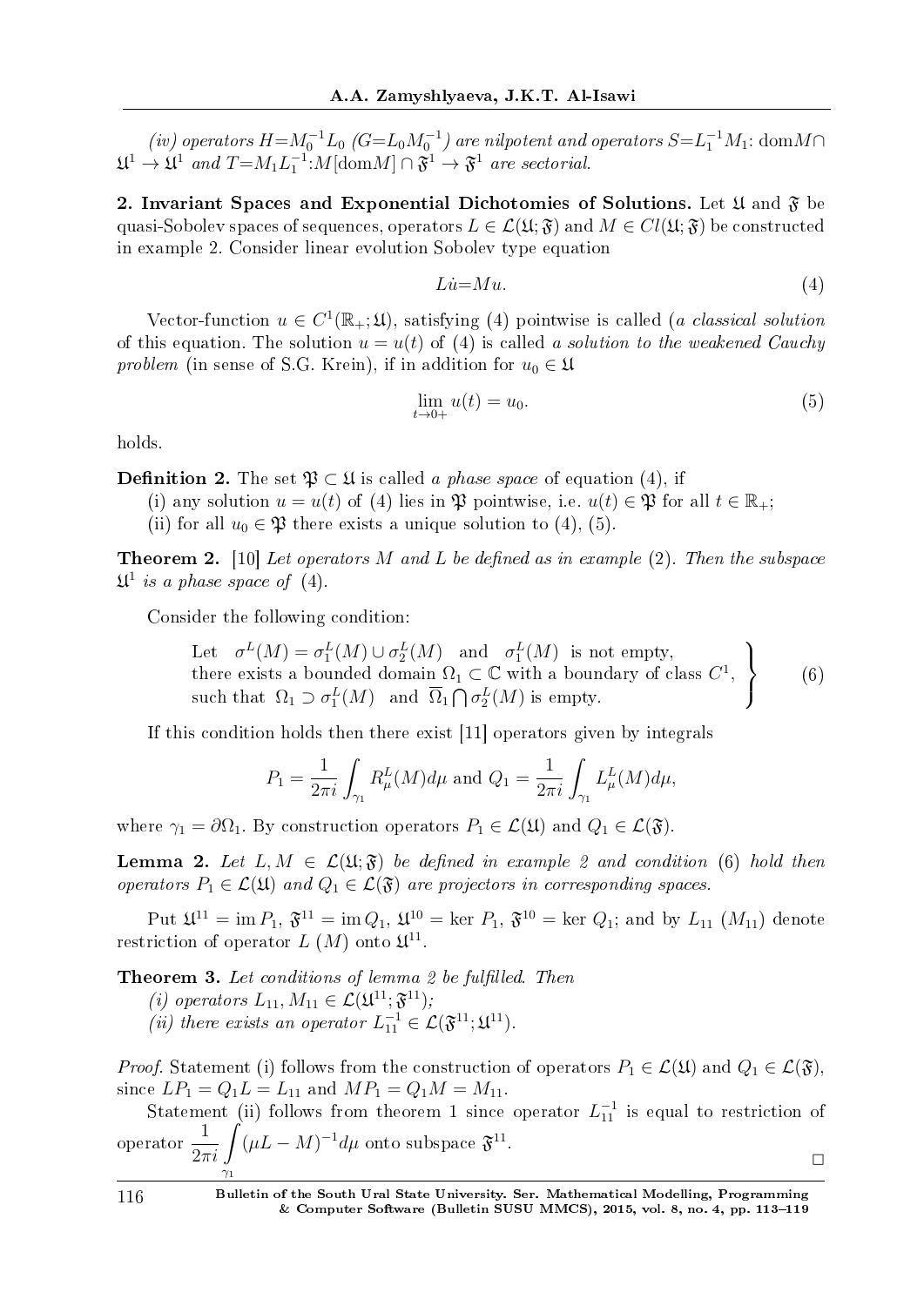*(iv) operators $H = M_0^{-1} L_0$ ($G = L_0 M_0^{-1}$) are nilpotent and operators $S = L_1^{-1} M_1$: $\text{dom} M \cap \mathfrak{U}^1 \to \mathfrak{U}^1$ and $T = M_1 L_1^{-1}$: $M[\text{dom} M] \cap \mathfrak{F}^1 \to \mathfrak{F}^1$ are sectorial.*

**2. Invariant Spaces and Exponential Dichotomies of Solutions.** Let $\mathfrak{U}$ and $\mathfrak{F}$ be quasi-Sobolev spaces of sequences, operators $L \in \mathcal{L}(\mathfrak{U}; \mathfrak{F})$ and $M \in Cl(\mathfrak{U}; \mathfrak{F})$ be constructed in example 2. Consider linear evolution Sobolev type equation

$$L\dot{u} = Mu. \tag{4}$$

Vector-function $u \in C^1(\mathbb{R}_+; \mathfrak{U})$, satisfying (4) pointwise is called (*a classical solution* of this equation. The solution $u = u(t)$ of (4) is called *a solution to the weakened Cauchy problem* (in sense of S.G. Krein), if in addition for $u_0 \in \mathfrak{U}$

$$\lim_{t \to 0+} u(t) = u_0. \tag{5}$$

holds.

**Definition 2.** The set $\mathfrak{P} \subset \mathfrak{U}$ is called *a phase space* of equation (4), if

(i) any solution $u = u(t)$ of (4) lies in $\mathfrak{P}$ pointwise, i.e. $u(t) \in \mathfrak{P}$ for all $t \in \mathbb{R}_+$;

(ii) for all $u_0 \in \mathfrak{P}$ there exists a unique solution to (4), (5).

**Theorem 2.** [10] *Let operators $M$ and $L$ be defined as in example (2). Then the subspace $\mathfrak{U}^1$ is a phase space of (4).*

Consider the following condition:

$$\left.\begin{array}{l} \text{Let} \quad \sigma^L(M) = \sigma_1^L(M) \cup \sigma_2^L(M) \quad \text{and} \quad \sigma_1^L(M) \ \text{is not empty,} \\ \text{there exists a bounded domain } \Omega_1 \subset \mathbb{C} \text{ with a boundary of class } C^1, \\ \text{such that} \ \ \Omega_1 \supset \sigma_1^L(M) \quad \text{and} \ \ \overline{\Omega}_1 \bigcap \sigma_2^L(M) \text{ is empty.} \end{array}\right\} \tag{6}$$

If this condition holds then there exist [11] operators given by integrals

$$P_1 = \frac{1}{2\pi i} \int_{\gamma_1} R_\mu^L(M) d\mu \text{ and } Q_1 = \frac{1}{2\pi i} \int_{\gamma_1} L_\mu^L(M) d\mu,$$

where $\gamma_1 = \partial\Omega_1$. By construction operators $P_1 \in \mathcal{L}(\mathfrak{U})$ and $Q_1 \in \mathcal{L}(\mathfrak{F})$.

**Lemma 2.** *Let $L, M \in \mathcal{L}(\mathfrak{U}; \mathfrak{F})$ be defined in example 2 and condition (6) hold then operators $P_1 \in \mathcal{L}(\mathfrak{U})$ and $Q_1 \in \mathcal{L}(\mathfrak{F})$ are projectors in corresponding spaces.*

Put $\mathfrak{U}^{11} = \text{im}\, P_1$, $\mathfrak{F}^{11} = \text{im}\, Q_1$, $\mathfrak{U}^{10} = \ker\, P_1$, $\mathfrak{F}^{10} = \ker\, Q_1$; and by $L_{11}$ ($M_{11}$) denote restriction of operator $L$ ($M$) onto $\mathfrak{U}^{11}$.

**Theorem 3.** *Let conditions of lemma 2 be fulfilled. Then*

*(i) operators $L_{11}, M_{11} \in \mathcal{L}(\mathfrak{U}^{11}; \mathfrak{F}^{11})$;*

*(ii) there exists an operator $L_{11}^{-1} \in \mathcal{L}(\mathfrak{F}^{11}; \mathfrak{U}^{11})$.*

*Proof.* Statement (i) follows from the construction of operators $P_1 \in \mathcal{L}(\mathfrak{U})$ and $Q_1 \in \mathcal{L}(\mathfrak{F})$, since $LP_1 = Q_1 L = L_{11}$ and $MP_1 = Q_1 M = M_{11}$.

Statement (ii) follows from theorem 1 since operator $L_{11}^{-1}$ is equal to restriction of operator $\dfrac{1}{2\pi i} \displaystyle\int_{\gamma_1} (\mu L - M)^{-1} d\mu$ onto subspace $\mathfrak{F}^{11}$. $\square$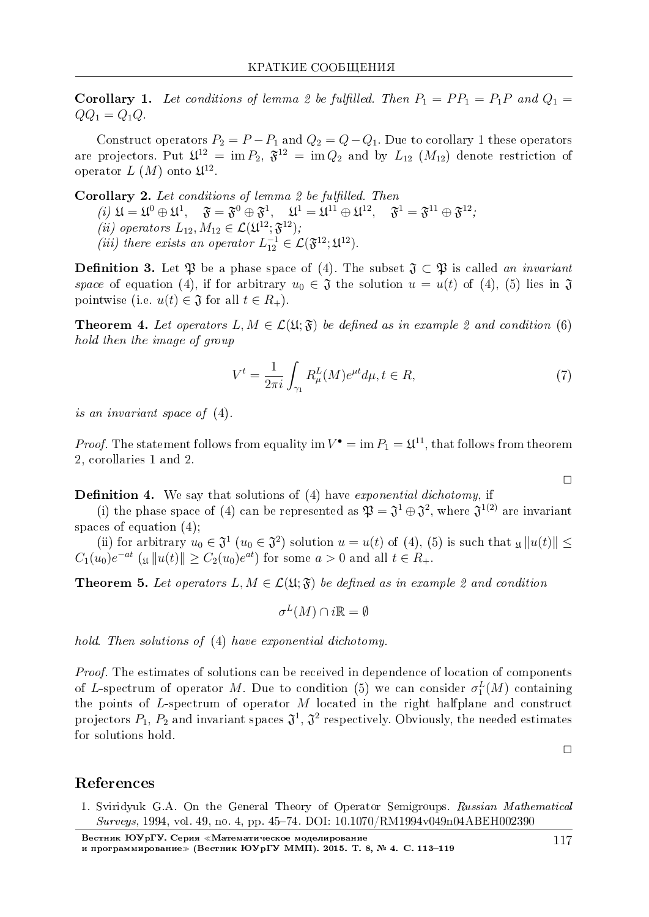**Corollary 1.** *Let conditions of lemma 2 be fulfilled. Then $P_1 = PP_1 = P_1P$ and $Q_1 = QQ_1 = Q_1Q$.*

Construct operators $P_2 = P - P_1$ and $Q_2 = Q - Q_1$. Due to corollary 1 these operators are projectors. Put $\mathfrak{U}^{12} = \operatorname{im} P_2$, $\mathfrak{F}^{12} = \operatorname{im} Q_2$ and by $L_{12}$ ($M_{12}$) denote restriction of operator $L$ ($M$) onto $\mathfrak{U}^{12}$.

**Corollary 2.** *Let conditions of lemma 2 be fulfilled. Then*

*(i) $\mathfrak{U} = \mathfrak{U}^0 \oplus \mathfrak{U}^1$, $\quad \mathfrak{F} = \mathfrak{F}^0 \oplus \mathfrak{F}^1$, $\quad \mathfrak{U}^1 = \mathfrak{U}^{11} \oplus \mathfrak{U}^{12}$, $\quad \mathfrak{F}^1 = \mathfrak{F}^{11} \oplus \mathfrak{F}^{12}$;*

*(ii) operators $L_{12}, M_{12} \in \mathcal{L}(\mathfrak{U}^{12}; \mathfrak{F}^{12})$;*

*(iii) there exists an operator $L_{12}^{-1} \in \mathcal{L}(\mathfrak{F}^{12}; \mathfrak{U}^{12})$.*

**Definition 3.** Let $\mathfrak{P}$ be a phase space of (4). The subset $\mathfrak{I} \subset \mathfrak{P}$ is called *an invariant space* of equation (4), if for arbitrary $u_0 \in \mathfrak{I}$ the solution $u = u(t)$ of (4), (5) lies in $\mathfrak{I}$ pointwise (i.e. $u(t) \in \mathfrak{I}$ for all $t \in R_+$).

**Theorem 4.** *Let operators $L, M \in \mathcal{L}(\mathfrak{U}; \mathfrak{F})$ be defined as in example 2 and condition (6) hold then the image of group*

$$V^t = \frac{1}{2\pi i} \int_{\gamma_1} R_\mu^L(M) e^{\mu t} d\mu, t \in R, \tag{7}$$

*is an invariant space of (4).*

*Proof.* The statement follows from equality $\operatorname{im} V^\bullet = \operatorname{im} P_1 = \mathfrak{U}^{11}$, that follows from theorem 2, corollaries 1 and 2.

□

**Definition 4.** We say that solutions of (4) have *exponential dichotomy*, if

(i) the phase space of (4) can be represented as $\mathfrak{P} = \mathfrak{I}^1 \oplus \mathfrak{I}^2$, where $\mathfrak{I}^{1(2)}$ are invariant spaces of equation (4);

(ii) for arbitrary $u_0 \in \mathfrak{I}^1$ ($u_0 \in \mathfrak{I}^2$) solution $u = u(t)$ of (4), (5) is such that ${}_{\mathfrak{U}}\|u(t)\| \leq C_1(u_0)e^{-at}$ (${}_{\mathfrak{U}}\|u(t)\| \geq C_2(u_0)e^{at}$) for some $a > 0$ and all $t \in R_+$.

**Theorem 5.** *Let operators $L, M \in \mathcal{L}(\mathfrak{U}; \mathfrak{F})$ be defined in example 2 and condition*

$$\sigma^L(M) \cap i\mathbb{R} = \emptyset$$

*hold. Then solutions of (4) have exponential dichotomy.*

*Proof.* The estimates of solutions can be received in dependence of location of components of $L$-spectrum of operator $M$. Due to condition (5) we can consider $\sigma_1^L(M)$ containing the points of $L$-spectrum of operator $M$ located in the right halfplane and construct projectors $P_1$, $P_2$ and invariant spaces $\mathfrak{I}^1$, $\mathfrak{I}^2$ respectively. Obviously, the needed estimates for solutions hold.

□

## References

1. Sviridyuk G.A. On the General Theory of Operator Semigroups. *Russian Mathematical Surveys*, 1994, vol. 49, no. 4, pp. 45–74. DOI: 10.1070/RM1994v049n04ABEH002390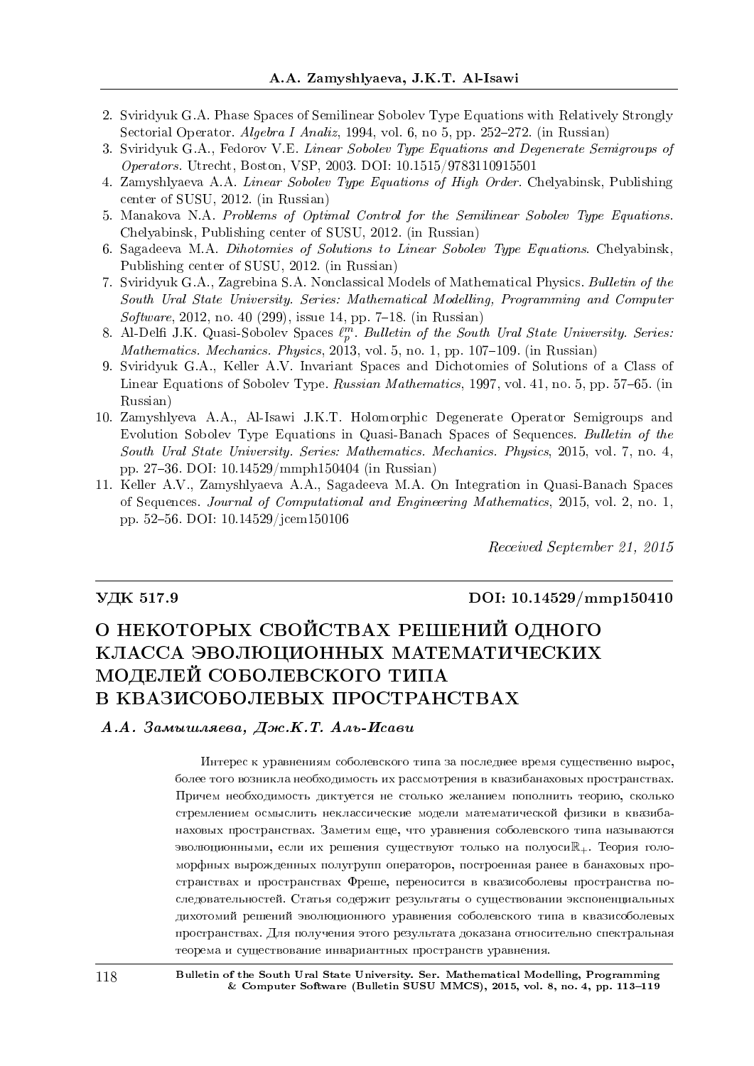2. Sviridyuk G.A. Phase Spaces of Semilinear Sobolev Type Equations with Relatively Strongly Sectorial Operator. *Algebra I Analiz*, 1994, vol. 6, no 5, pp. 252–272. (in Russian)
3. Sviridyuk G.A., Fedorov V.E. *Linear Sobolev Type Equations and Degenerate Semigroups of Operators*. Utrecht, Boston, VSP, 2003. DOI: 10.1515/9783110915501
4. Zamyshlyaeva A.A. *Linear Sobolev Type Equations of High Order*. Chelyabinsk, Publishing center of SUSU, 2012. (in Russian)
5. Manakova N.A. *Problems of Optimal Control for the Semilinear Sobolev Type Equations*. Chelyabinsk, Publishing center of SUSU, 2012. (in Russian)
6. Sagadeeva M.A. *Dihotomies of Solutions to Linear Sobolev Type Equations*. Chelyabinsk, Publishing center of SUSU, 2012. (in Russian)
7. Sviridyuk G.A., Zagrebina S.A. Nonclassical Models of Mathematical Physics. *Bulletin of the South Ural State University. Series: Mathematical Modelling, Programming and Computer Software*, 2012, no. 40 (299), issue 14, pp. 7–18. (in Russian)
8. Al-Delfi J.K. Quasi-Sobolev Spaces $\ell_p^m$. *Bulletin of the South Ural State University. Series: Mathematics. Mechanics. Physics*, 2013, vol. 5, no. 1, pp. 107–109. (in Russian)
9. Sviridyuk G.A., Keller A.V. Invariant Spaces and Dichotomies of Solutions of a Class of Linear Equations of Sobolev Type. *Russian Mathematics*, 1997, vol. 41, no. 5, pp. 57–65. (in Russian)
10. Zamyshlyeva A.A., Al-Isawi J.K.T. Holomorphic Degenerate Operator Semigroups and Evolution Sobolev Type Equations in Quasi-Banach Spaces of Sequences. *Bulletin of the South Ural State University. Series: Mathematics. Mechanics. Physics*, 2015, vol. 7, no. 4, pp. 27–36. DOI: 10.14529/mmph150404 (in Russian)
11. Keller A.V., Zamyshlyaeva A.A., Sagadeeva M.A. On Integration in Quasi-Banach Spaces of Sequences. *Journal of Computational and Engineering Mathematics*, 2015, vol. 2, no. 1, pp. 52–56. DOI: 10.14529/jcem150106

*Received September 21, 2015*

**УДК 517.9** **DOI: 10.14529/mmp150410**

# О НЕКОТОРЫХ СВОЙСТВАХ РЕШЕНИЙ ОДНОГО КЛАССА ЭВОЛЮЦИОННЫХ МАТЕМАТИЧЕСКИХ МОДЕЛЕЙ СОБОЛЕВСКОГО ТИПА В КВАЗИСОБОЛЕВЫХ ПРОСТРАНСТВАХ

***А.А. Замышляева, Дж.К.Т. Аль-Исави***

Интерес к уравнениям соболевского типа за последнее время существенно вырос, более того возникла необходимость их рассмотрения в квазибанаховых пространствах. Причем необходимость диктуется не столько желанием пополнить теорию, сколько стремлением осмыслить неклассические модели математической физики в квазибанаховых пространствах. Заметим еще, что уравнения соболевского типа называются эволюционными, если их решения существуют только на полуоси $\mathbb{R}_+$. Теория голоморфных вырожденных полугрупп операторов, построенная ранее в банаховых пространствах и пространствах Фреше, переносится в квазисоболевы пространства последовательностей. Статья содержит результаты о существовании экспоненциальных дихотомий решений эволюционного уравнения соболевского типа в квазисоболевых пространствах. Для получения этого результата доказана относительно спектральная теорема и существование инвариантных пространств уравнения.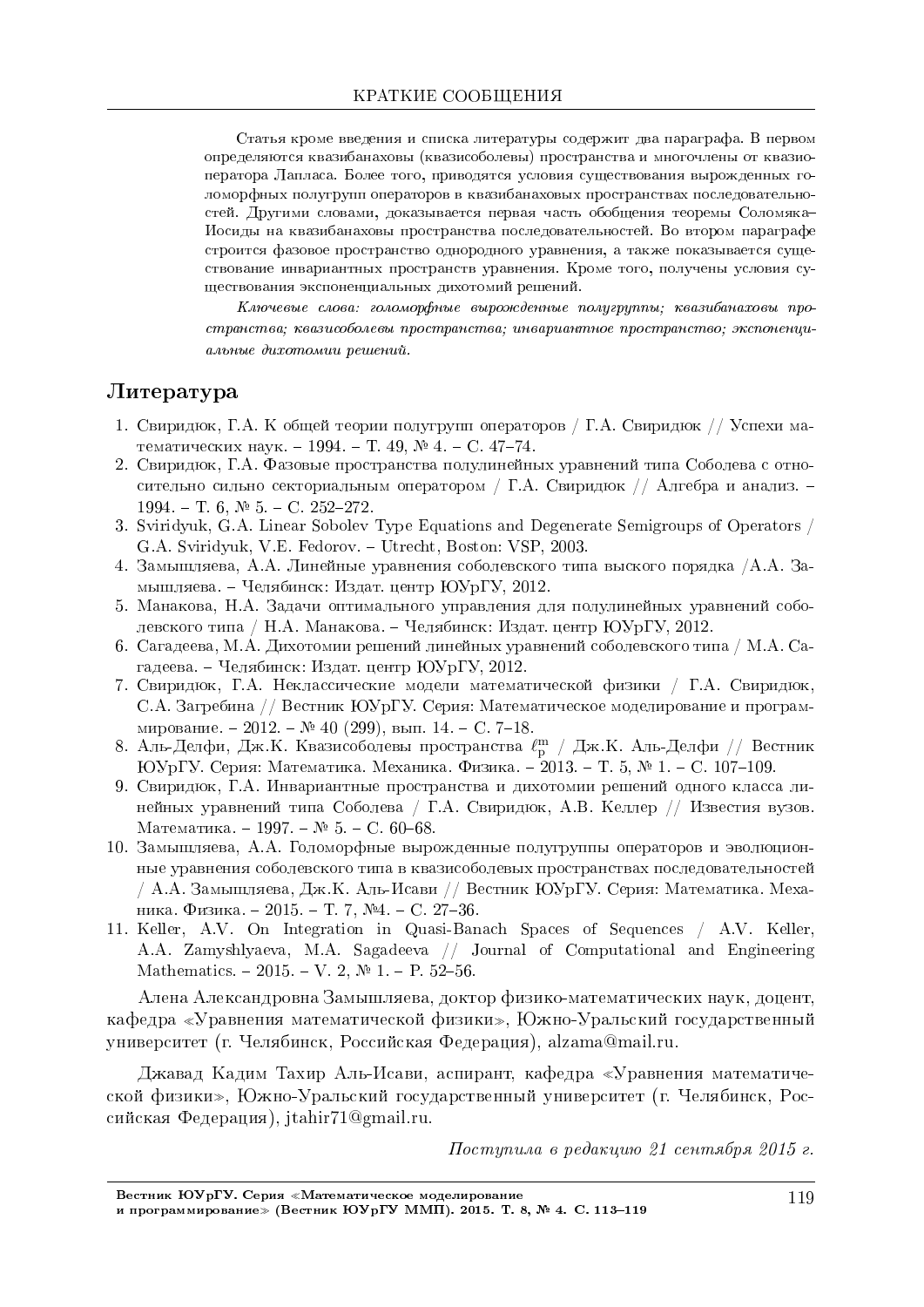Статья кроме введения и списка литературы содержит два параграфа. В первом определяются квазибанаховы (квазисоболевы) пространства и многочлены от квазиоператора Лапласа. Более того, приводятся условия существования вырожденных голоморфных полугрупп операторов в квазибанаховых пространствах последовательностей. Другими словами, доказывается первая часть обобщения теоремы Соломяка–Иосиды на квазибанаховы пространства последовательностей. Во втором параграфе строится фазовое пространство однородного уравнения, а также показывается существование инвариантных пространств уравнения. Кроме того, получены условия существования экспоненциальных дихотомий решений.

*Ключевые слова: голоморфные вырожденные полугруппы; квазибанаховы пространства; квазисоболевы пространства; инвариантное пространство; экспоненциальные дихотомии решений.*

## Литература

1. Свиридюк, Г.А. К общей теории полугрупп операторов / Г.А. Свиридюк // Успехи математических наук. – 1994. – Т. 49, № 4. – С. 47–74.
2. Свиридюк, Г.А. Фазовые пространства полулинейных уравнений типа Соболева с относительно сильно секториальным оператором / Г.А. Свиридюк // Алгебра и анализ. – 1994. – Т. 6, № 5. – С. 252–272.
3. Sviridyuk, G.A. Linear Sobolev Type Equations and Degenerate Semigroups of Operators / G.A. Sviridyuk, V.E. Fedorov. – Utrecht, Boston: VSP, 2003.
4. Замышляева, А.А. Линейные уравнения соболевского типа выского порядка /А.А. Замышляева. – Челябинск: Издат. центр ЮУрГУ, 2012.
5. Манакова, Н.А. Задачи оптимального управления для полулинейных уравнений соболевского типа / Н.А. Манакова. – Челябинск: Издат. центр ЮУрГУ, 2012.
6. Сагадеева, М.А. Дихотомии решений линейных уравнений соболевского типа / М.А. Сагадеева. – Челябинск: Издат. центр ЮУрГУ, 2012.
7. Свиридюк, Г.А. Неклассические модели математической физики / Г.А. Свиридюк, С.А. Загребина // Вестник ЮУрГУ. Серия: Математическое моделирование и программирование. – 2012. – № 40 (299), вып. 14. – С. 7–18.
8. Аль-Делфи, Дж.К. Квазисоболевы пространства $\ell_p^m$ / Дж.К. Аль-Делфи // Вестник ЮУрГУ. Серия: Математика. Механика. Физика. – 2013. – Т. 5, № 1. – С. 107–109.
9. Свиридюк, Г.А. Инвариантные пространства и дихотомии решений одного класса линейных уравнений типа Соболева / Г.А. Свиридюк, А.В. Келлер // Известия вузов. Математика. – 1997. – № 5. – С. 60–68.
10. Замышляева, А.А. Голоморфные вырожденные полугруппы операторов и эволюционные уравнения соболевского типа в квазисоболевых пространствах последовательностей / А.А. Замышляева, Дж.К. Аль-Исави // Вестник ЮУрГУ. Серия: Математика. Механика. Физика. – 2015. – Т. 7, №4. – С. 27–36.
11. Keller, A.V. On Integration in Quasi-Banach Spaces of Sequences / A.V. Keller, A.A. Zamyshlyaeva, M.A. Sagadeeva // Journal of Computational and Engineering Mathematics. – 2015. – V. 2, № 1. – P. 52–56.

Алена Александровна Замышляева, доктор физико-математических наук, доцент, кафедра «Уравнения математической физики», Южно-Уральский государственный университет (г. Челябинск, Российская Федерация), alzama@mail.ru.

Джавад Кадим Тахир Аль-Исави, аспирант, кафедра «Уравнения математической физики», Южно-Уральский государственный университет (г. Челябинск, Российская Федерация), jtahir71@gmail.ru.

*Поступила в редакцию 21 сентября 2015 г.*